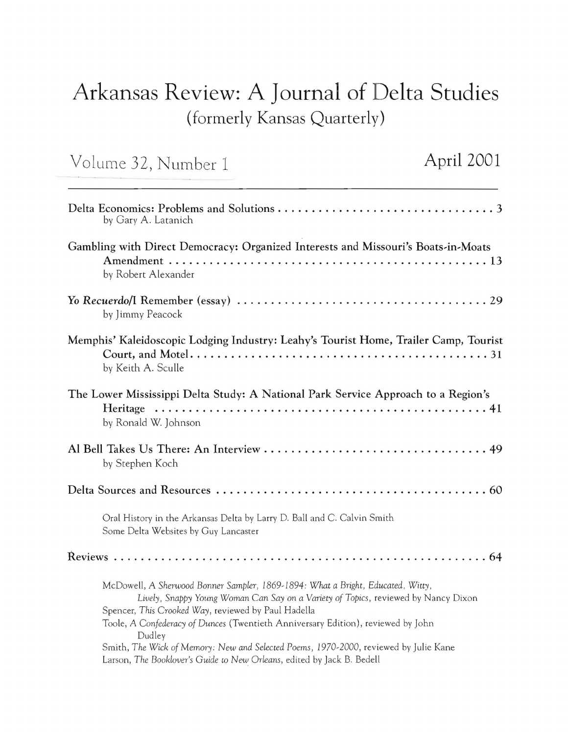# Arkansas Review: A Journal of Delta Studies

(formerly Kansas Quarterly)

Volume 32, Number 1 — April 2001

---

Delta Economics: Problems and Solutions . . . . . . . . . . . . . . . . . . . . . . . . . . . . . . . 3
by Gary A. Latanich

Gambling with Direct Democracy: Organized Interests and Missouri's Boats-in-Moats Amendment . . . . . . . . . . . . . . . . . . . . . . . . . . . . . . . . . . . . . . . . . . . . . . . . 13
by Robert Alexander

*Yo Recuerdo*/I Remember (essay) . . . . . . . . . . . . . . . . . . . . . . . . . . . . . . . . . . . . 29
by Jimmy Peacock

Memphis' Kaleidoscopic Lodging Industry: Leahy's Tourist Home, Trailer Camp, Tourist Court, and Motel . . . . . . . . . . . . . . . . . . . . . . . . . . . . . . . . . . . . . . . . . . . . 31
by Keith A. Sculle

The Lower Mississippi Delta Study: A National Park Service Approach to a Region's Heritage . . . . . . . . . . . . . . . . . . . . . . . . . . . . . . . . . . . . . . . . . . . . . . . . . 41
by Ronald W. Johnson

Al Bell Takes Us There: An Interview . . . . . . . . . . . . . . . . . . . . . . . . . . . . . . . . 49
by Stephen Koch

Delta Sources and Resources . . . . . . . . . . . . . . . . . . . . . . . . . . . . . . . . . . . . . . . . 60

Oral History in the Arkansas Delta by Larry D. Ball and C. Calvin Smith
Some Delta Websites by Guy Lancaster

Reviews . . . . . . . . . . . . . . . . . . . . . . . . . . . . . . . . . . . . . . . . . . . . . . . . . . . . . . . 64

McDowell, *A Sherwood Bonner Sampler, 1869-1894: What a Bright, Educated, Witty, Lively, Snappy Young Woman Can Say on a Variety of Topics*, reviewed by Nancy Dixon
Spencer, *This Crooked Way*, reviewed by Paul Hadella
Toole, *A Confederacy of Dunces* (Twentieth Anniversary Edition), reviewed by John Dudley
Smith, *The Wick of Memory: New and Selected Poems, 1970-2000*, reviewed by Julie Kane
Larson, *The Booklover's Guide to New Orleans*, edited by Jack B. Bedell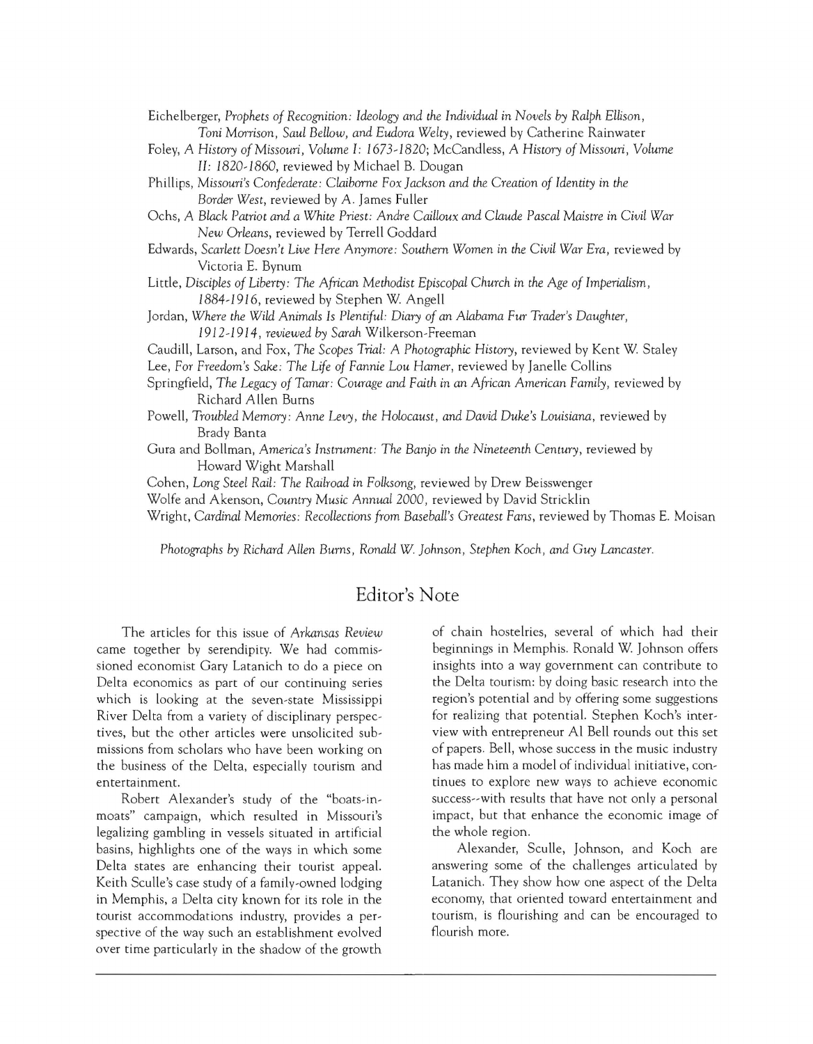Eichelberger, *Prophets of Recognition: Ideology and the Individual in Novels by Ralph Ellison, Toni Morrison, Saul Bellow, and Eudora Welty*, reviewed by Catherine Rainwater

Foley, *A History of Missouri, Volume I: 1673-1820*; McCandless, *A History of Missouri, Volume II: 1820-1860*, reviewed by Michael B. Dougan

Phillips, *Missouri's Confederate: Claiborne Fox Jackson and the Creation of Identity in the Border West*, reviewed by A. James Fuller

Ochs, *A Black Patriot and a White Priest: Andre Cailloux and Claude Pascal Maistre in Civil War New Orleans*, reviewed by Terrell Goddard

Edwards, *Scarlett Doesn't Live Here Anymore: Southern Women in the Civil War Era*, reviewed by Victoria E. Bynum

Little, *Disciples of Liberty: The African Methodist Episcopal Church in the Age of Imperialism, 1884-1916*, reviewed by Stephen W. Angell

Jordan, *Where the Wild Animals Is Plentiful: Diary of an Alabama Fur Trader's Daughter, 1912-1914, reviewed by Sarah* Wilkerson-Freeman

Caudill, Larson, and Fox, *The Scopes Trial: A Photographic History*, reviewed by Kent W. Staley

Lee, *For Freedom's Sake: The Life of Fannie Lou Hamer*, reviewed by Janelle Collins

Springfield, *The Legacy of Tamar: Courage and Faith in an African American Family*, reviewed by Richard Allen Burns

Powell, *Troubled Memory: Anne Levy, the Holocaust, and David Duke's Louisiana*, reviewed by Brady Banta

Gura and Bollman, *America's Instrument: The Banjo in the Nineteenth Century*, reviewed by Howard Wight Marshall

Cohen, *Long Steel Rail: The Railroad in Folksong*, reviewed by Drew Beisswenger

Wolfe and Akenson, *Country Music Annual 2000*, reviewed by David Stricklin

Wright, *Cardinal Memories: Recollections from Baseball's Greatest Fans*, reviewed by Thomas E. Moisan

*Photographs by Richard Allen Burns, Ronald W. Johnson, Stephen Koch, and Guy Lancaster.*

## Editor's Note

The articles for this issue of *Arkansas Review* came together by serendipity. We had commissioned economist Gary Latanich to do a piece on Delta economics as part of our continuing series which is looking at the seven-state Mississippi River Delta from a variety of disciplinary perspectives, but the other articles were unsolicited submissions from scholars who have been working on the business of the Delta, especially tourism and entertainment.

Robert Alexander's study of the "boats-in-moats" campaign, which resulted in Missouri's legalizing gambling in vessels situated in artificial basins, highlights one of the ways in which some Delta states are enhancing their tourist appeal. Keith Sculle's case study of a family-owned lodging in Memphis, a Delta city known for its role in the tourist accommodations industry, provides a perspective of the way such an establishment evolved over time particularly in the shadow of the growth of chain hostelries, several of which had their beginnings in Memphis. Ronald W. Johnson offers insights into a way government can contribute to the Delta tourism: by doing basic research into the region's potential and by offering some suggestions for realizing that potential. Stephen Koch's interview with entrepreneur Al Bell rounds out this set of papers. Bell, whose success in the music industry has made him a model of individual initiative, continues to explore new ways to achieve economic success--with results that have not only a personal impact, but that enhance the economic image of the whole region.

Alexander, Sculle, Johnson, and Koch are answering some of the challenges articulated by Latanich. They show how one aspect of the Delta economy, that oriented toward entertainment and tourism, is flourishing and can be encouraged to flourish more.